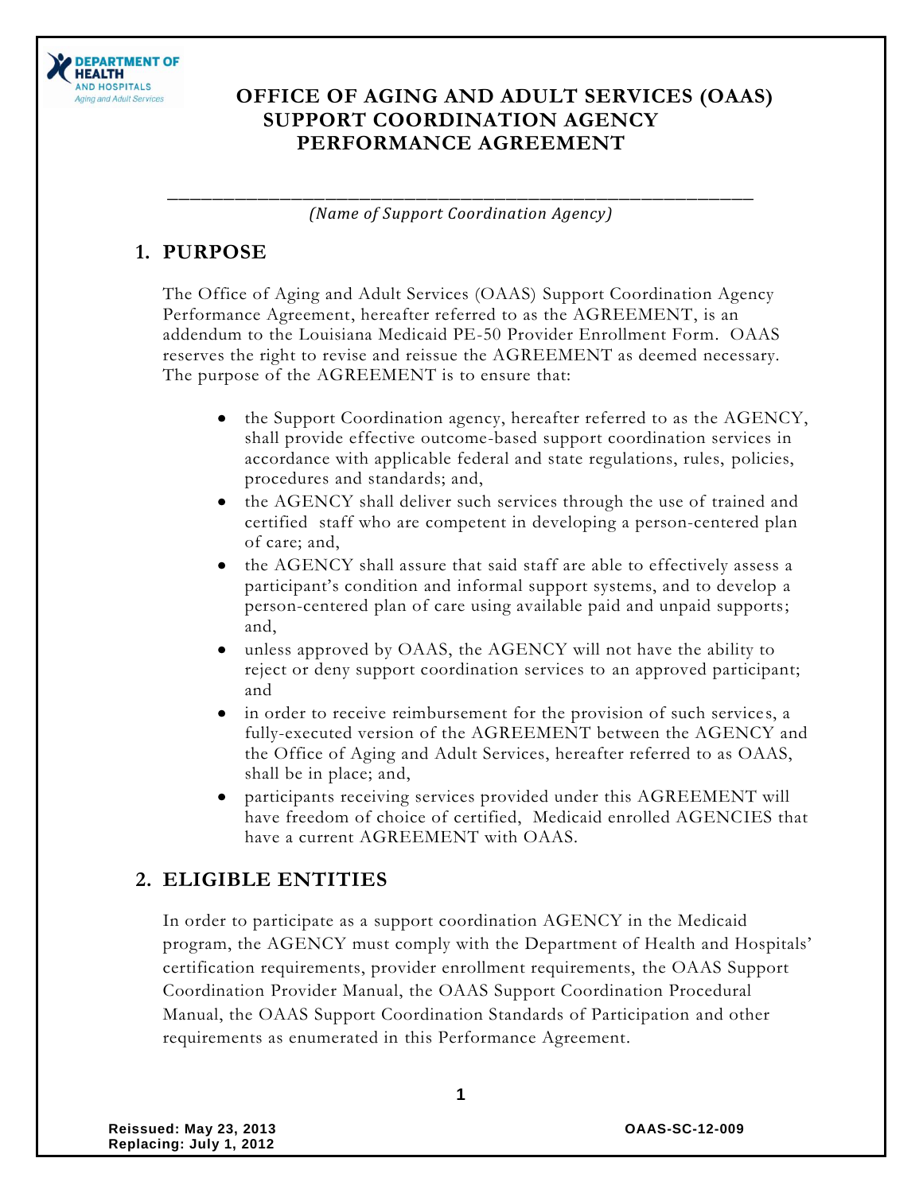# OFFICE OF AGING AND ADULT SERVICES (OAAS) SUPPORT COORDINATION AGENCY PERFORMANCE AGREEMENT

\_\_\_\_\_\_\_\_\_\_\_\_\_\_\_\_\_\_\_\_\_\_\_\_\_\_\_\_\_\_\_\_\_\_\_\_\_\_\_\_\_\_\_\_\_\_\_\_\_\_\_\_\_\_\_\_\_\_\_\_\_\_\_\_\_\_

*(Name of Support Coordination Agency)*

## 1. PURPOSE

The Office of Aging and Adult Services (OAAS) Support Coordination Agency Performance Agreement, hereafter referred to as the AGREEMENT, is an addendum to the Louisiana Medicaid PE-50 Provider Enrollment Form. OAAS reserves the right to revise and reissue the AGREEMENT as deemed necessary. The purpose of the AGREEMENT is to ensure that:

- the Support Coordination agency, hereafter referred to as the AGENCY, shall provide effective outcome-based support coordination services in accordance with applicable federal and state regulations, rules, policies, procedures and standards; and,
- the AGENCY shall deliver such services through the use of trained and certified staff who are competent in developing a person-centered plan of care; and,
- the AGENCY shall assure that said staff are able to effectively assess a participant's condition and informal support systems, and to develop a person-centered plan of care using available paid and unpaid supports; and,
- unless approved by OAAS, the AGENCY will not have the ability to reject or deny support coordination services to an approved participant; and
- in order to receive reimbursement for the provision of such services, a fully-executed version of the AGREEMENT between the AGENCY and the Office of Aging and Adult Services, hereafter referred to as OAAS, shall be in place; and,
- participants receiving services provided under this AGREEMENT will have freedom of choice of certified, Medicaid enrolled AGENCIES that have a current AGREEMENT with OAAS.

## 2. ELIGIBLE ENTITIES

In order to participate as a support coordination AGENCY in the Medicaid program, the AGENCY must comply with the Department of Health and Hospitals' certification requirements, provider enrollment requirements, the OAAS Support Coordination Provider Manual, the OAAS Support Coordination Procedural Manual, the OAAS Support Coordination Standards of Participation and other requirements as enumerated in this Performance Agreement.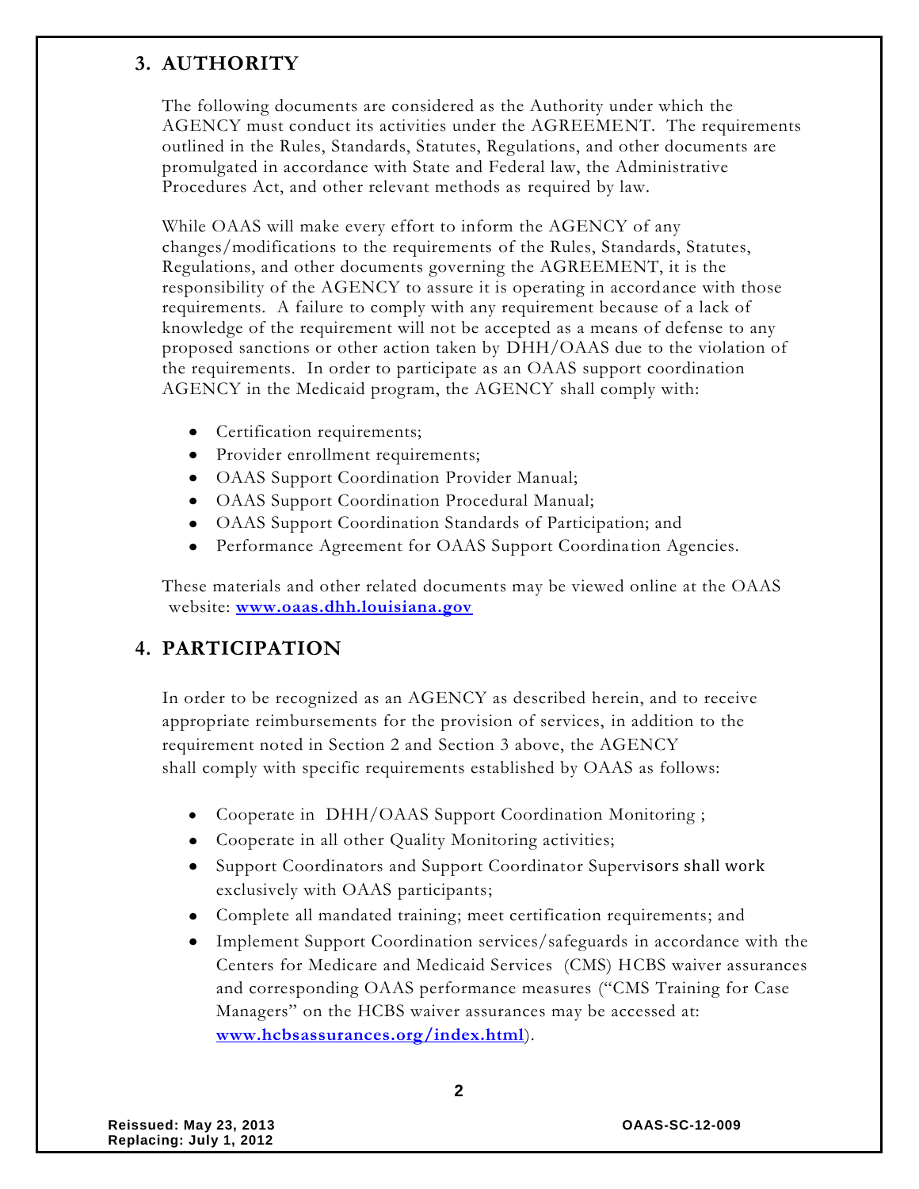## 3. AUTHORITY

The following documents are considered as the Authority under which the AGENCY must conduct its activities under the AGREEMENT. The requirements outlined in the Rules, Standards, Statutes, Regulations, and other documents are promulgated in accordance with State and Federal law, the Administrative Procedures Act, and other relevant methods as required by law.

While OAAS will make every effort to inform the AGENCY of any changes/modifications to the requirements of the Rules, Standards, Statutes, Regulations, and other documents governing the AGREEMENT, it is the responsibility of the AGENCY to assure it is operating in accordance with those requirements. A failure to comply with any requirement because of a lack of knowledge of the requirement will not be accepted as a means of defense to any proposed sanctions or other action taken by DHH/OAAS due to the violation of the requirements. In order to participate as an OAAS support coordination AGENCY in the Medicaid program, the AGENCY shall comply with:

- Certification requirements;
- Provider enrollment requirements;
- OAAS Support Coordination Provider Manual;
- OAAS Support Coordination Procedural Manual;
- OAAS Support Coordination Standards of Participation; and
- Performance Agreement for OAAS Support Coordination Agencies.

These materials and other related documents may be viewed online at the OAAS website: **www.oaas.dhh.louisiana.gov**

## 4. PARTICIPATION

In order to be recognized as an AGENCY as described herein, and to receive appropriate reimbursements for the provision of services, in addition to the requirement noted in Section 2 and Section 3 above, the AGENCY shall comply with specific requirements established by OAAS as follows:

- Cooperate in DHH/OAAS Support Coordination Monitoring ;
- Cooperate in all other Quality Monitoring activities;
- Support Coordinators and Support Coordinator Supervisors shall work exclusively with OAAS participants;
- Complete all mandated training; meet certification requirements; and
- Implement Support Coordination services/safeguards in accordance with the Centers for Medicare and Medicaid Services (CMS) HCBS waiver assurances and corresponding OAAS performance measures ("CMS Training for Case Managers" on the HCBS waiver assurances may be accessed at: **www.hcbsassurances.org/index.html**).

Reissued: May 23, 2013
Replacing: July 1, 2012

OAAS-SC-12-009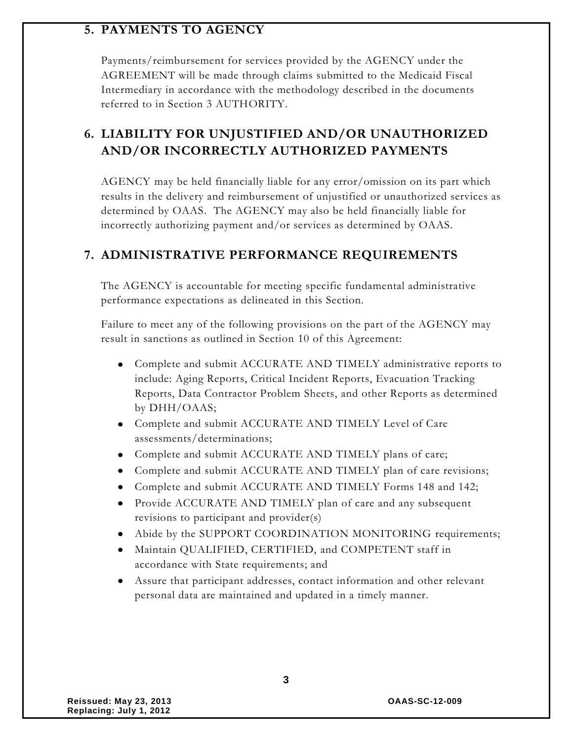## 5. PAYMENTS TO AGENCY

Payments/reimbursement for services provided by the AGENCY under the AGREEMENT will be made through claims submitted to the Medicaid Fiscal Intermediary in accordance with the methodology described in the documents referred to in Section 3 AUTHORITY.

## 6. LIABILITY FOR UNJUSTIFIED AND/OR UNAUTHORIZED AND/OR INCORRECTLY AUTHORIZED PAYMENTS

AGENCY may be held financially liable for any error/omission on its part which results in the delivery and reimbursement of unjustified or unauthorized services as determined by OAAS. The AGENCY may also be held financially liable for incorrectly authorizing payment and/or services as determined by OAAS.

## 7. ADMINISTRATIVE PERFORMANCE REQUIREMENTS

The AGENCY is accountable for meeting specific fundamental administrative performance expectations as delineated in this Section.

Failure to meet any of the following provisions on the part of the AGENCY may result in sanctions as outlined in Section 10 of this Agreement:

- Complete and submit ACCURATE AND TIMELY administrative reports to include: Aging Reports, Critical Incident Reports, Evacuation Tracking Reports, Data Contractor Problem Sheets, and other Reports as determined by DHH/OAAS;
- Complete and submit ACCURATE AND TIMELY Level of Care assessments/determinations;
- Complete and submit ACCURATE AND TIMELY plans of care;
- Complete and submit ACCURATE AND TIMELY plan of care revisions;
- Complete and submit ACCURATE AND TIMELY Forms 148 and 142;
- Provide ACCURATE AND TIMELY plan of care and any subsequent revisions to participant and provider(s)
- Abide by the SUPPORT COORDINATION MONITORING requirements;
- Maintain QUALIFIED, CERTIFIED, and COMPETENT staff in accordance with State requirements; and
- Assure that participant addresses, contact information and other relevant personal data are maintained and updated in a timely manner.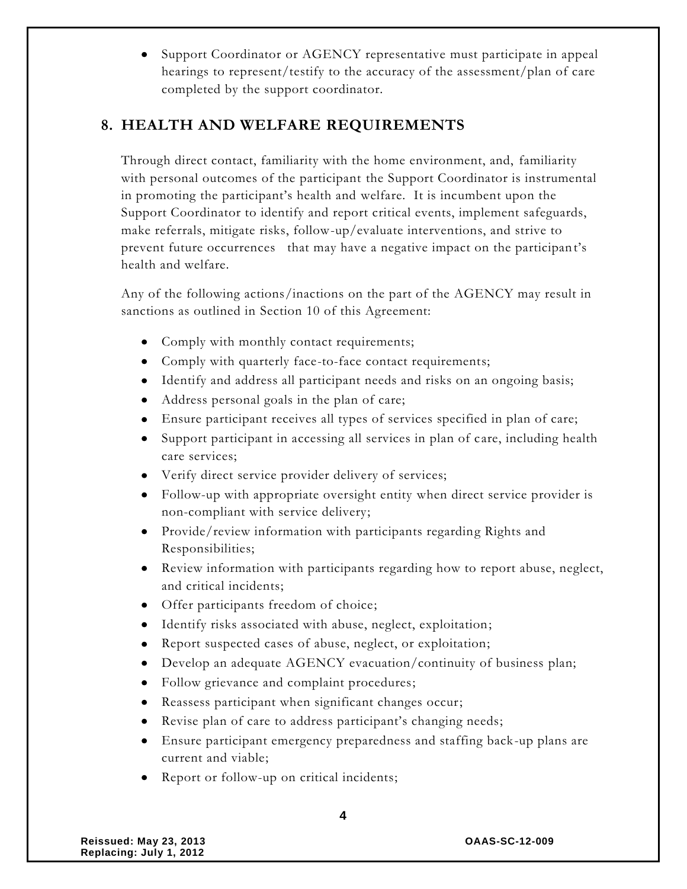- Support Coordinator or AGENCY representative must participate in appeal hearings to represent/testify to the accuracy of the assessment/plan of care completed by the support coordinator.

## 8. HEALTH AND WELFARE REQUIREMENTS

Through direct contact, familiarity with the home environment, and, familiarity with personal outcomes of the participant the Support Coordinator is instrumental in promoting the participant's health and welfare. It is incumbent upon the Support Coordinator to identify and report critical events, implement safeguards, make referrals, mitigate risks, follow-up/evaluate interventions, and strive to prevent future occurrences that may have a negative impact on the participant's health and welfare.

Any of the following actions/inactions on the part of the AGENCY may result in sanctions as outlined in Section 10 of this Agreement:

- Comply with monthly contact requirements;
- Comply with quarterly face-to-face contact requirements;
- Identify and address all participant needs and risks on an ongoing basis;
- Address personal goals in the plan of care;
- Ensure participant receives all types of services specified in plan of care;
- Support participant in accessing all services in plan of care, including health care services;
- Verify direct service provider delivery of services;
- Follow-up with appropriate oversight entity when direct service provider is non-compliant with service delivery;
- Provide/review information with participants regarding Rights and Responsibilities;
- Review information with participants regarding how to report abuse, neglect, and critical incidents;
- Offer participants freedom of choice;
- Identify risks associated with abuse, neglect, exploitation;
- Report suspected cases of abuse, neglect, or exploitation;
- Develop an adequate AGENCY evacuation/continuity of business plan;
- Follow grievance and complaint procedures;
- Reassess participant when significant changes occur;
- Revise plan of care to address participant's changing needs;
- Ensure participant emergency preparedness and staffing back-up plans are current and viable;
- Report or follow-up on critical incidents;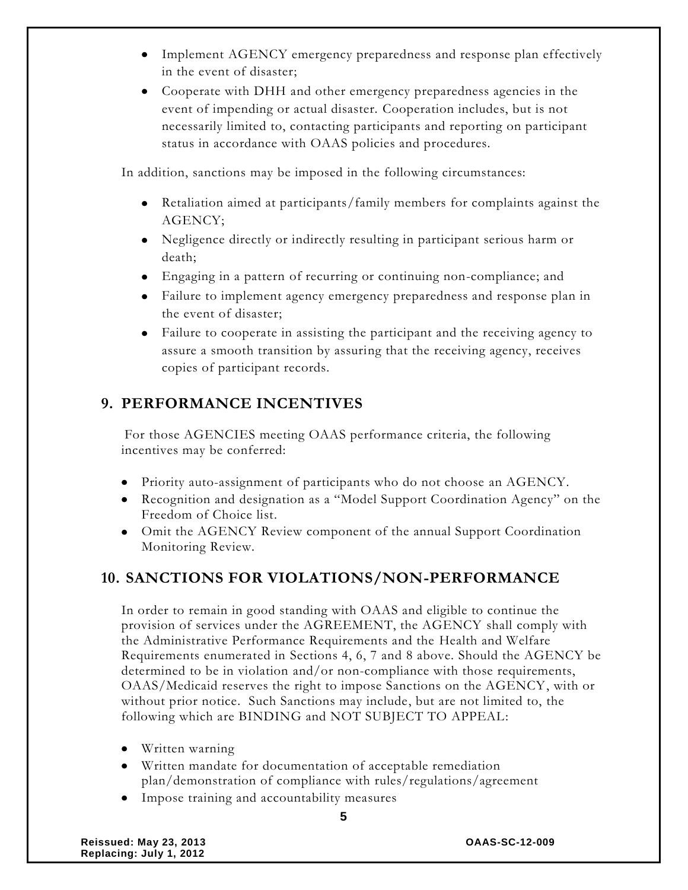- Implement AGENCY emergency preparedness and response plan effectively in the event of disaster;
- Cooperate with DHH and other emergency preparedness agencies in the event of impending or actual disaster. Cooperation includes, but is not necessarily limited to, contacting participants and reporting on participant status in accordance with OAAS policies and procedures.

In addition, sanctions may be imposed in the following circumstances:

- Retaliation aimed at participants/family members for complaints against the AGENCY;
- Negligence directly or indirectly resulting in participant serious harm or death;
- Engaging in a pattern of recurring or continuing non-compliance; and
- Failure to implement agency emergency preparedness and response plan in the event of disaster;
- Failure to cooperate in assisting the participant and the receiving agency to assure a smooth transition by assuring that the receiving agency, receives copies of participant records.

## 9. PERFORMANCE INCENTIVES

For those AGENCIES meeting OAAS performance criteria, the following incentives may be conferred:

- Priority auto-assignment of participants who do not choose an AGENCY.
- Recognition and designation as a "Model Support Coordination Agency" on the Freedom of Choice list.
- Omit the AGENCY Review component of the annual Support Coordination Monitoring Review.

## 10. SANCTIONS FOR VIOLATIONS/NON-PERFORMANCE

In order to remain in good standing with OAAS and eligible to continue the provision of services under the AGREEMENT, the AGENCY shall comply with the Administrative Performance Requirements and the Health and Welfare Requirements enumerated in Sections 4, 6, 7 and 8 above. Should the AGENCY be determined to be in violation and/or non-compliance with those requirements, OAAS/Medicaid reserves the right to impose Sanctions on the AGENCY, with or without prior notice. Such Sanctions may include, but are not limited to, the following which are BINDING and NOT SUBJECT TO APPEAL:

- Written warning
- Written mandate for documentation of acceptable remediation plan/demonstration of compliance with rules/regulations/agreement
- Impose training and accountability measures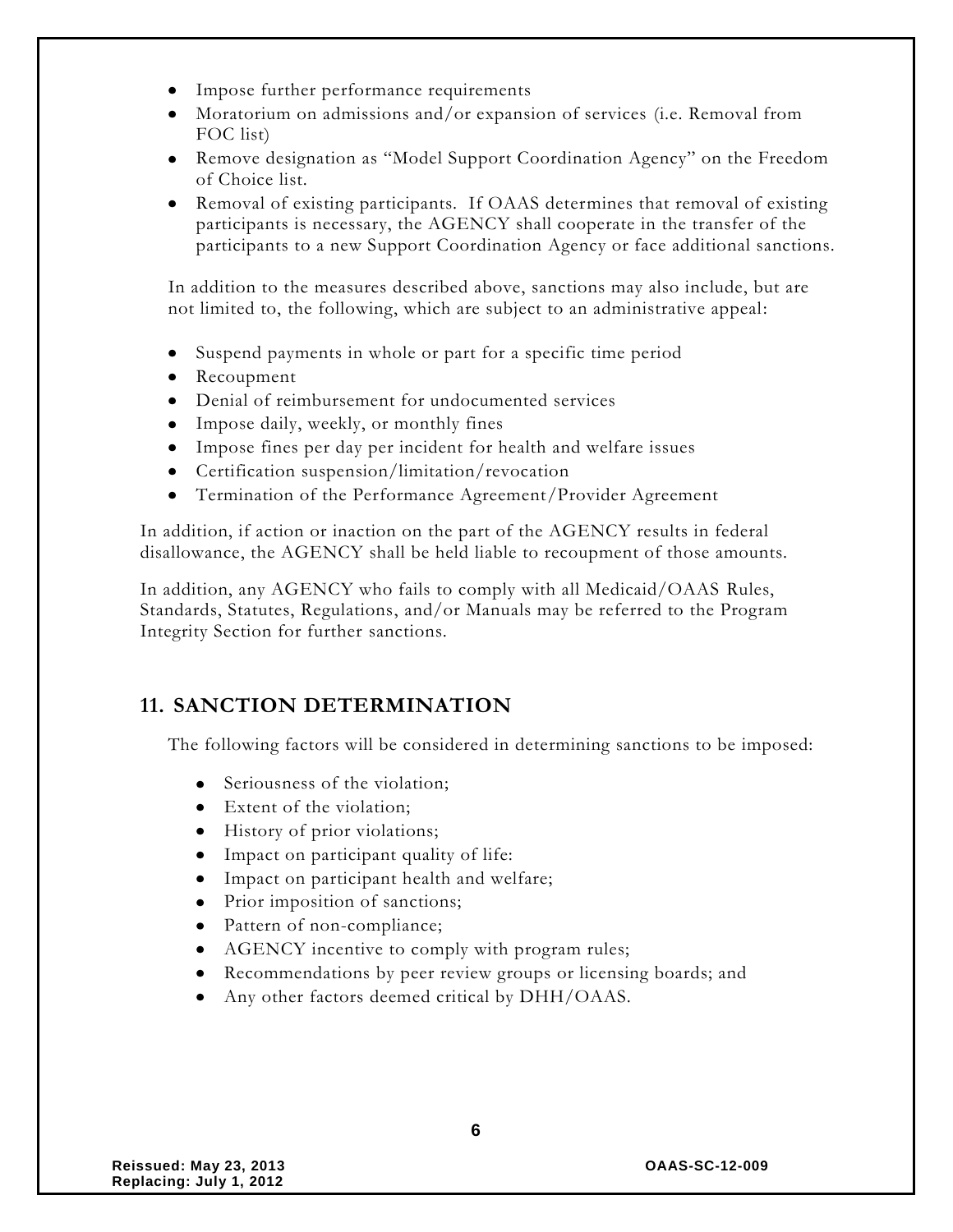- Impose further performance requirements
- Moratorium on admissions and/or expansion of services (i.e. Removal from FOC list)
- Remove designation as "Model Support Coordination Agency" on the Freedom of Choice list.
- Removal of existing participants. If OAAS determines that removal of existing participants is necessary, the AGENCY shall cooperate in the transfer of the participants to a new Support Coordination Agency or face additional sanctions.

In addition to the measures described above, sanctions may also include, but are not limited to, the following, which are subject to an administrative appeal:

- Suspend payments in whole or part for a specific time period
- Recoupment
- Denial of reimbursement for undocumented services
- Impose daily, weekly, or monthly fines
- Impose fines per day per incident for health and welfare issues
- Certification suspension/limitation/revocation
- Termination of the Performance Agreement/Provider Agreement

In addition, if action or inaction on the part of the AGENCY results in federal disallowance, the AGENCY shall be held liable to recoupment of those amounts.

In addition, any AGENCY who fails to comply with all Medicaid/OAAS Rules, Standards, Statutes, Regulations, and/or Manuals may be referred to the Program Integrity Section for further sanctions.

## 11. SANCTION DETERMINATION

The following factors will be considered in determining sanctions to be imposed:

- Seriousness of the violation;
- Extent of the violation;
- History of prior violations;
- Impact on participant quality of life:
- Impact on participant health and welfare;
- Prior imposition of sanctions;
- Pattern of non-compliance;
- AGENCY incentive to comply with program rules;
- Recommendations by peer review groups or licensing boards; and
- Any other factors deemed critical by DHH/OAAS.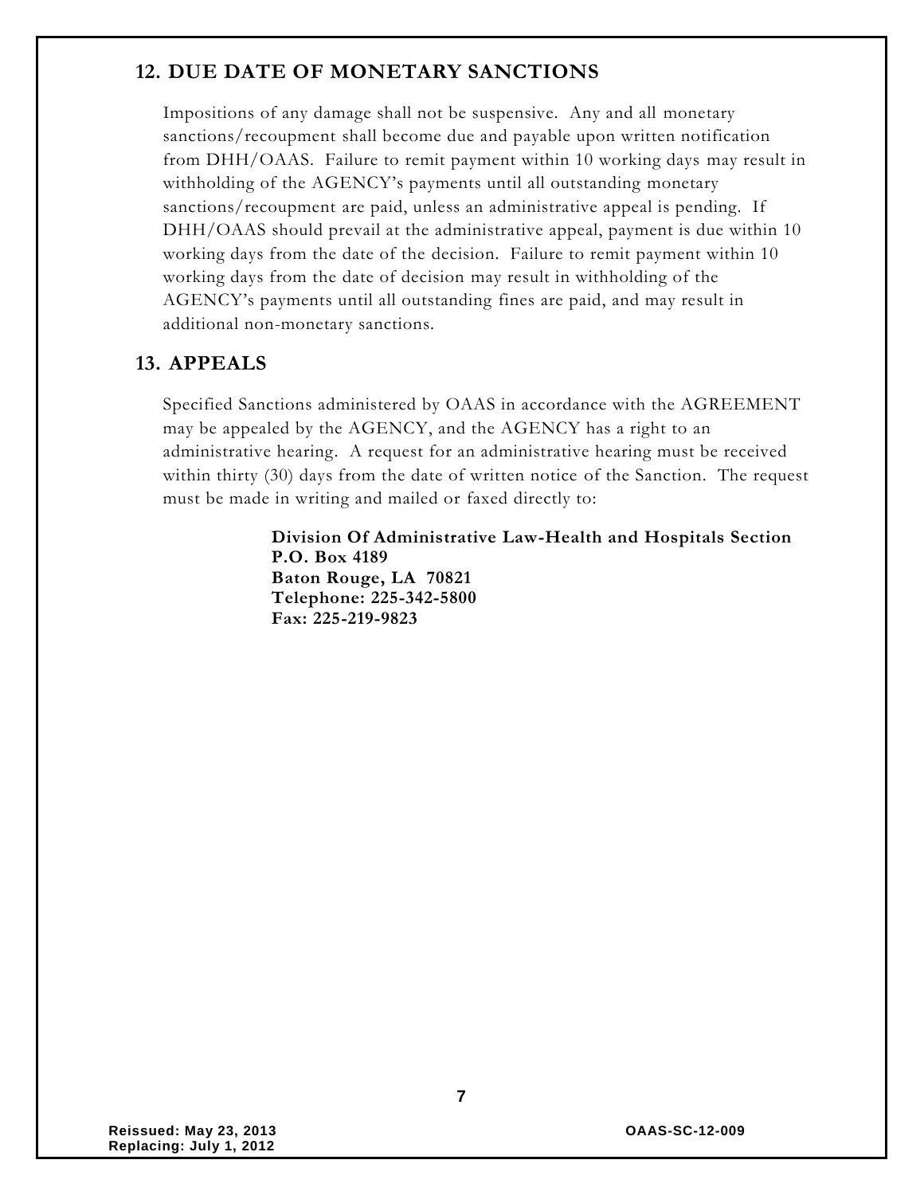## 12. DUE DATE OF MONETARY SANCTIONS

Impositions of any damage shall not be suspensive. Any and all monetary sanctions/recoupment shall become due and payable upon written notification from DHH/OAAS. Failure to remit payment within 10 working days may result in withholding of the AGENCY's payments until all outstanding monetary sanctions/recoupment are paid, unless an administrative appeal is pending. If DHH/OAAS should prevail at the administrative appeal, payment is due within 10 working days from the date of the decision. Failure to remit payment within 10 working days from the date of decision may result in withholding of the AGENCY's payments until all outstanding fines are paid, and may result in additional non-monetary sanctions.

## 13. APPEALS

Specified Sanctions administered by OAAS in accordance with the AGREEMENT may be appealed by the AGENCY, and the AGENCY has a right to an administrative hearing. A request for an administrative hearing must be received within thirty (30) days from the date of written notice of the Sanction. The request must be made in writing and mailed or faxed directly to:

**Division Of Administrative Law-Health and Hospitals Section**
**P.O. Box 4189**
**Baton Rouge, LA 70821**
**Telephone: 225-342-5800**
**Fax: 225-219-9823**

Reissued: May 23, 2013
Replacing: July 1, 2012

OAAS-SC-12-009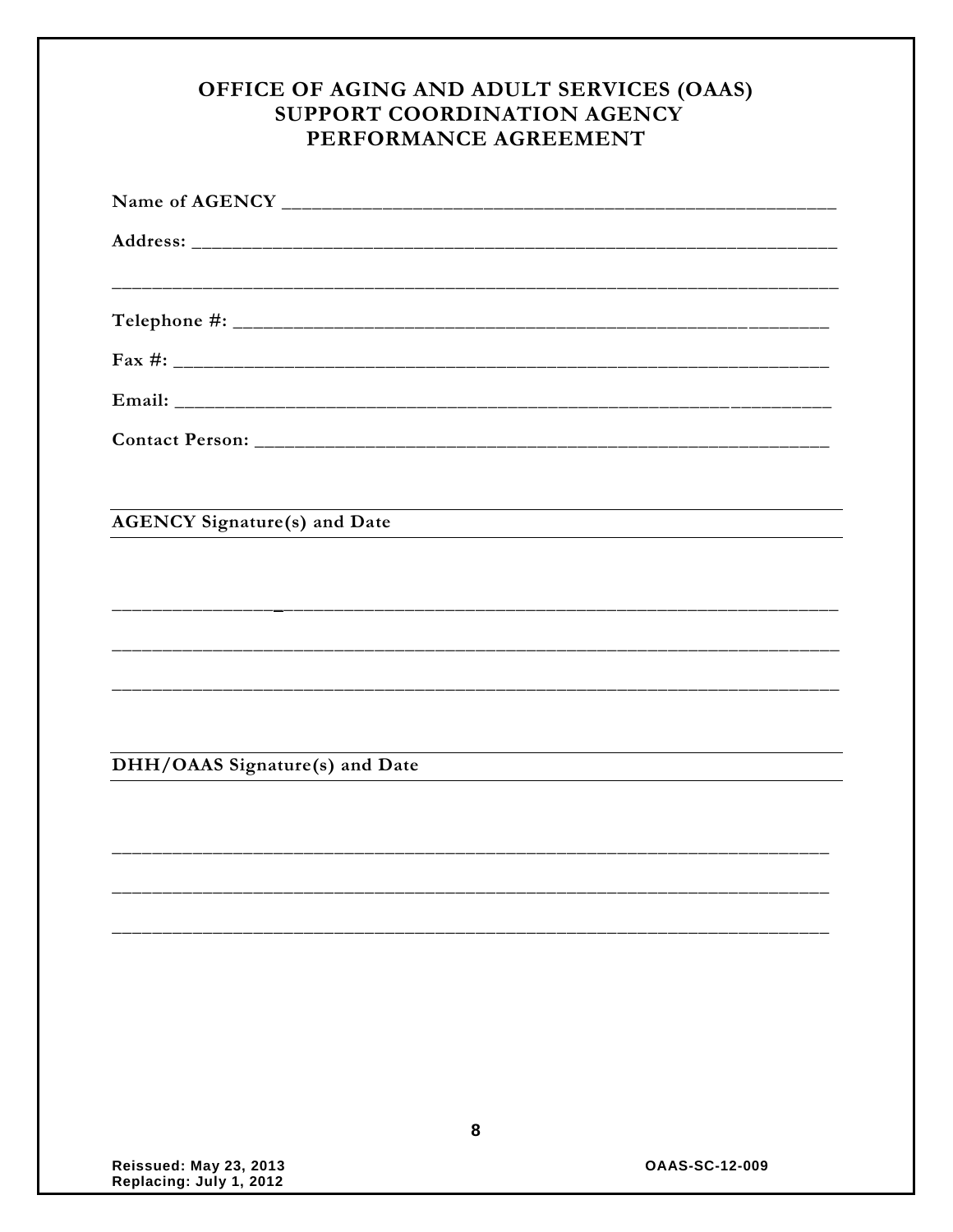# OFFICE OF AGING AND ADULT SERVICES (OAAS) SUPPORT COORDINATION AGENCY PERFORMANCE AGREEMENT

**Name of AGENCY** ______________________________________________________

**Address:** ____________________________________________________________

________________________________________________________________________

**Telephone #:** ________________________________________________________

**Fax #:** ______________________________________________________________

**Email:** ______________________________________________________________

**Contact Person:** _____________________________________________________

**AGENCY Signature(s) and Date**

________________________________________________________________________

________________________________________________________________________

________________________________________________________________________

**DHH/OAAS Signature(s) and Date**

________________________________________________________________________

________________________________________________________________________

________________________________________________________________________

Reissued: May 23, 2013
Replacing: July 1, 2012

OAAS-SC-12-009